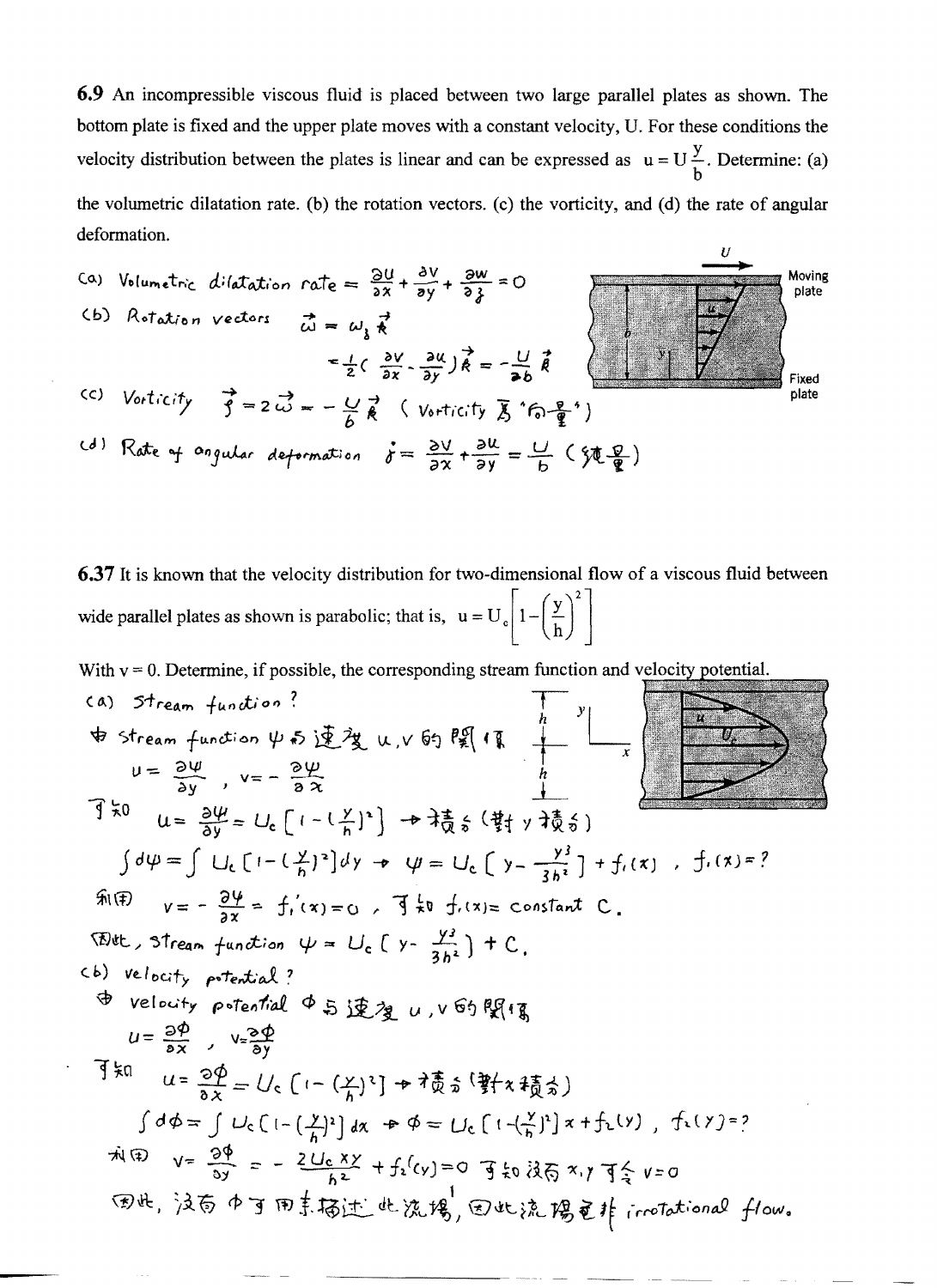**6.9** An incompressible viscous fluid is placed between two large parallel plates as shown. The bottom plate is fixed and the upper plate moves with a constant velocity, U. For these conditions the velocity distribution between the plates is linear and can be expressed as $u = U\frac{y}{b}$. Determine: (a) the volumetric dilatation rate. (b) the rotation vectors. (c) the vorticity, and (d) the rate of angular deformation.

(a) Volumetric dilatation rate $= \frac{\partial u}{\partial x} + \frac{\partial v}{\partial y} + \frac{\partial w}{\partial z} = 0$

(b) Rotation vectors $\vec{\omega} = \omega_z \vec{k}$

$= \frac{1}{2}\left(\frac{\partial v}{\partial x} - \frac{\partial u}{\partial y}\right)\vec{k} = -\frac{U}{2b}\vec{k}$

(c) Vorticity $\vec{\zeta} = 2\vec{\omega} = -\frac{U}{b}\vec{k}$ ( Vorticity 為"向量")

(d) Rate of angular deformation $\dot{\gamma} = \frac{\partial v}{\partial x} + \frac{\partial u}{\partial y} = \frac{U}{b}$ (純量)

**6.37** It is known that the velocity distribution for two-dimensional flow of a viscous fluid between wide parallel plates as shown is parabolic; that is, $u = U_c\left[1 - \left(\frac{y}{h}\right)^2\right]$

With v = 0. Determine, if possible, the corresponding stream function and velocity potential.

(a) Stream function ?

由 stream function $\psi$ 與速度 $u, v$ 的關係

$u = \frac{\partial \psi}{\partial y}$ , $v = -\frac{\partial \psi}{\partial x}$

可知 $u = \frac{\partial \psi}{\partial y} = U_c\left[1 - \left(\frac{y}{h}\right)^2\right]$ → 積分 (對 y 積分)

$\int d\psi = \int U_c\left[1 - \left(\frac{y}{h}\right)^2\right]dy$ → $\psi = U_c\left[y - \frac{y^3}{3h^2}\right] + f_1(x)$ , $f_1(x) = ?$

利用 $v = -\frac{\partial \psi}{\partial x} = f_1'(x) = 0$ , 可知 $f_1(x) =$ constant C.

因此, stream function $\psi = U_c\left(y - \frac{y^3}{3h^2}\right) + C$.

(b) velocity potential ?

由 velocity potential $\phi$ 與速度 $u, v$ 的關係

$u = \frac{\partial \phi}{\partial x}$ , $v = \frac{\partial \phi}{\partial y}$

可知 $u = \frac{\partial \phi}{\partial x} = U_c\left[1 - \left(\frac{y}{h}\right)^2\right]$ → 積分 (對 x 積分)

$\int d\phi = \int U_c\left[1 - \left(\frac{y}{h}\right)^2\right]dx$ → $\phi = U_c\left[1 - \left(\frac{y}{h}\right)^2\right]x + f_2(y)$ , $f_2(y) = ?$

利用 $v = \frac{\partial \phi}{\partial y} = -\frac{2U_c xy}{h^2} + f_2'(y) = 0$ 可知沒有 x, y 可令 $v = 0$

因此, 沒有 $\phi$ 可用來描述此流場, 因此流場並非 irrotational flow.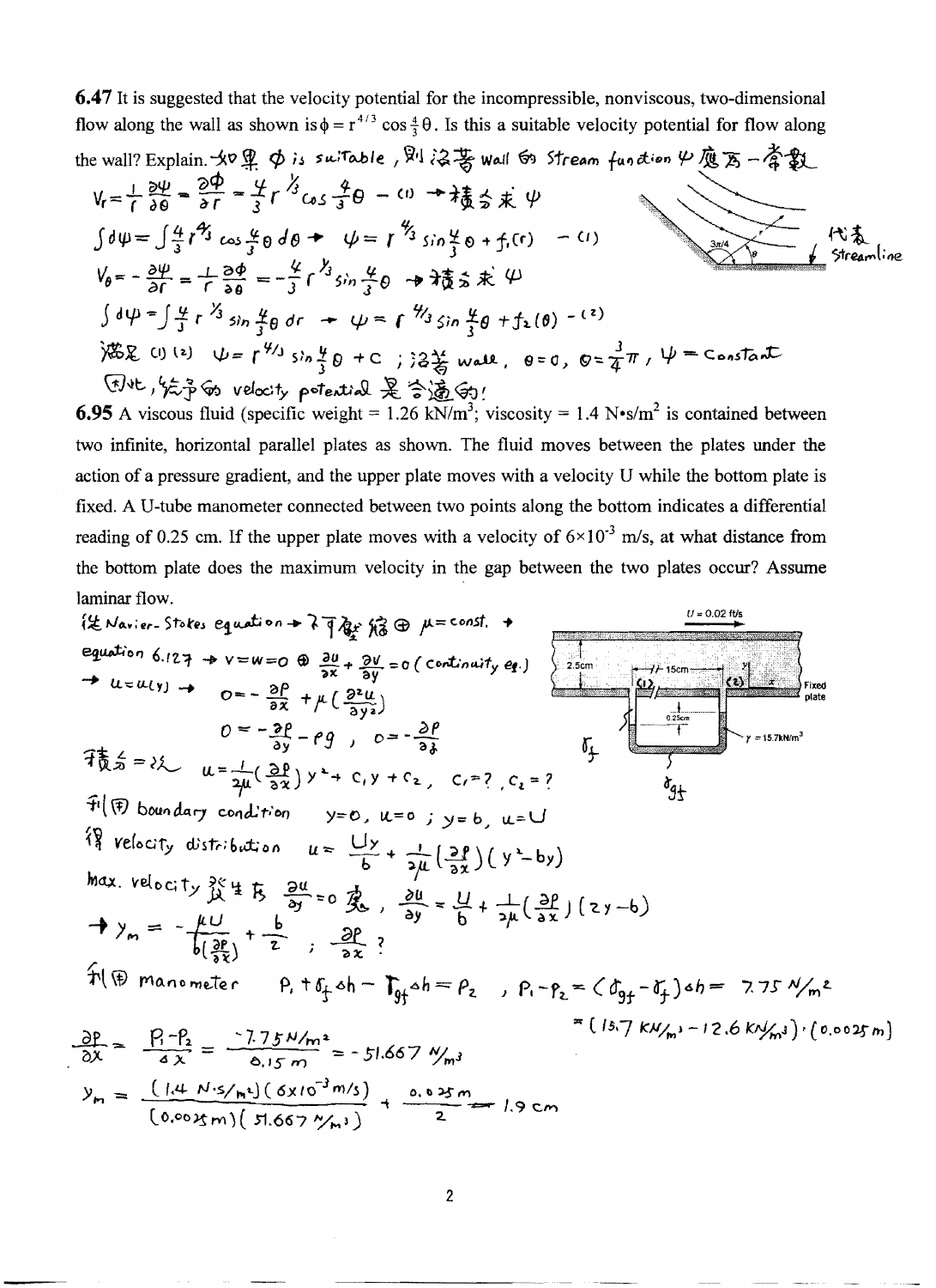**6.47** It is suggested that the velocity potential for the incompressible, nonviscous, two-dimensional flow along the wall as shown is $\phi = r^{4/3}\cos\frac{4}{3}\theta$. Is this a suitable velocity potential for flow along the wall? Explain. 如果 $\phi$ is suitable，則沿著 wall 的 stream function $\psi$ 應為一常數

$V_r = \frac{1}{r}\frac{\partial\psi}{\partial\theta} = \frac{\partial\phi}{\partial r} = \frac{4}{3}r^{1/3}\cos\frac{4}{3}\theta$ — (1) → 積分求 $\psi$

$\int d\psi = \int \frac{4}{3}r^{4/3}\cos\frac{4}{3}\theta\, d\theta$ → $\psi = r^{4/3}\sin\frac{4}{3}\theta + f_1(r)$ — (1)

$V_\theta = -\frac{\partial\psi}{\partial r} = \frac{1}{r}\frac{\partial\phi}{\partial\theta} = -\frac{4}{3}r^{1/3}\sin\frac{4}{3}\theta$ → 積分求 $\psi$

$\int d\psi = \int \frac{4}{3}r^{1/3}\sin\frac{4}{3}\theta\, dr$ → $\psi = r^{4/3}\sin\frac{4}{3}\theta + f_2(\theta)$ — (2)

滿足 (1) (2) $\psi = r^{4/3}\sin\frac{4}{3}\theta + C$ ；沿著 wall，$\theta = 0$，$\theta = \frac{3}{4}\pi$，$\psi = \text{Constant}$

因此，給予的 velocity potential 是合適的!

$3\pi/4$ $\theta$ 代表 Streamline

**6.95** A viscous fluid (specific weight = 1.26 kN/m$^3$; viscosity = 1.4 N•s/m$^2$ is contained between two infinite, horizontal parallel plates as shown. The fluid moves between the plates under the action of a pressure gradient, and the upper plate moves with a velocity U while the bottom plate is fixed. A U-tube manometer connected between two points along the bottom indicates a differential reading of 0.25 cm. If the upper plate moves with a velocity of $6\times10^{-3}$ m/s, at what distance from the bottom plate does the maximum velocity in the gap between the two plates occur? Assume laminar flow.

$U = 0.02$ ft/s, 2.5cm, 15cm, (1), (2), Fixed plate, 0.25cm, $\gamma = 15.7\text{kN/m}^3$, $\gamma_f$, $\gamma_{gf}$

從 Navier-Stokes equation → 不可壓縮 ⊕ $\mu = \text{const.}$ + equation 6.127 → $v = w = 0$ ⊕ $\frac{\partial u}{\partial x} + \frac{\partial v}{\partial y} = 0$ (continuity eq.)

→ $u = u(y)$ → $0 = -\frac{\partial P}{\partial x} + \mu\left(\frac{\partial^2 u}{\partial y^2}\right)$

$0 = -\frac{\partial P}{\partial y} - \rho g$ ， $0 = -\frac{\partial P}{\partial z}$

積分=2次 $u = \frac{1}{2\mu}\left(\frac{\partial P}{\partial x}\right)y^2 + C_1 y + C_2$， $C_1 = ?$ ，$C_2 = ?$

利用 boundary condition $y = 0$，$u = 0$ ；$y = b$，$u = U$

得 velocity distribution $u = \frac{Uy}{b} + \frac{1}{2\mu}\left(\frac{\partial P}{\partial x}\right)(y^2 - by)$

max. velocity 發生在 $\frac{\partial u}{\partial y} = 0$ 處， $\frac{\partial u}{\partial y} = \frac{U}{b} + \frac{1}{2\mu}\left(\frac{\partial P}{\partial x}\right)(2y - b)$

→ $y_m = -\frac{\mu U}{b\left(\frac{\partial P}{\partial x}\right)} + \frac{b}{2}$ ； $\frac{\partial P}{\partial x}$ ?

利用 manometer $P_1 + \gamma_f \Delta h - \gamma_{gf}\Delta h = P_2$ ， $P_1 - P_2 = (\gamma_{gf} - \gamma_f)\Delta h = 7.75\ \text{N/m}^2$

$= (15.7\ \text{kN/m}^3 - 12.6\ \text{kN/m}^3)\cdot(0.0025\ \text{m})$

$\frac{\partial P}{\partial x} = \frac{P_1 - P_2}{\Delta x} = \frac{-7.75\ \text{N/m}^2}{0.15\ \text{m}} = -51.667\ \text{N/m}^3$

$y_m = \frac{(1.4\ \text{N·s/m}^2)(6\times10^{-3}\ \text{m/s})}{(0.0025\ \text{m})(51.667\ \text{N/m}^3)} + \frac{0.025\ \text{m}}{2} = 1.9\ \text{cm}$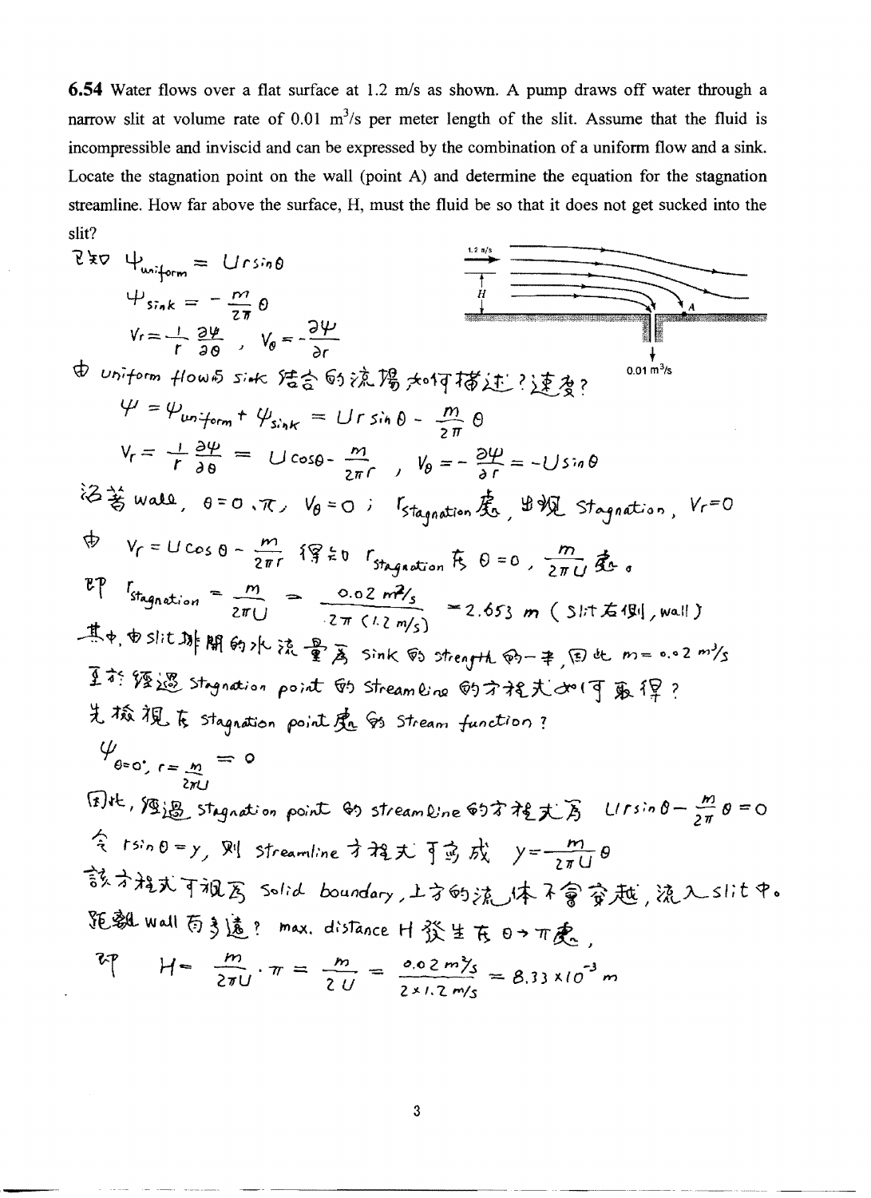**6.54** Water flows over a flat surface at 1.2 m/s as shown. A pump draws off water through a narrow slit at volume rate of 0.01 m$^3$/s per meter length of the slit. Assume that the fluid is incompressible and inviscid and can be expressed by the combination of a uniform flow and a sink. Locate the stagnation point on the wall (point A) and determine the equation for the stagnation streamline. How far above the surface, H, must the fluid be so that it does not get sucked into the slit?

1.2 m/s

H

A

0.01 m$^3$/s

已知 $\psi_{uniform} = Ur\sin\theta$

$\psi_{sink} = -\frac{m}{2\pi}\theta$

$V_r = \frac{1}{r}\frac{\partial \psi}{\partial \theta}$ , $V_\theta = -\frac{\partial \psi}{\partial r}$

由 uniform flow与 sink 结合的流場如何描述?速度?

$$\psi = \psi_{uniform} + \psi_{sink} = Ur\sin\theta - \frac{m}{2\pi}\theta$$

$$V_r = \frac{1}{r}\frac{\partial \psi}{\partial \theta} = U\cos\theta - \frac{m}{2\pi r} \ , \quad V_\theta = -\frac{\partial \psi}{\partial r} = -U\sin\theta$$

沿著 wall, $\theta = 0$、$\pi$, $V_\theta = 0$ ; $r_{stagnation}$處, 出現 Stagnation, $V_r = 0$

由 $V_r = U\cos\theta - \frac{m}{2\pi r}$ 得知 $r_{stagnation}$ 在 $\theta = 0$ , $\frac{m}{2\pi U}$ 處。

即 $r_{stagnation} = \frac{m}{2\pi U} \Rightarrow \frac{0.02\ m^2/s}{2\pi\ (1.2\ m/s)} = 2.653\ m$ ( Slit右側, wall )

其中, 由 slit 排開的水流量為 sink 的 strength 的一半, 因此 $m = 0.02\ m^2/s$

至於經過 stagnation point 的 streamline 的方程式如何取得?

先檢視在 stagnation point 處的 Stream function?

$$\psi_{\theta = 0^\circ,\ r = \frac{m}{2\pi U}} = 0$$

因此, 經過 stagnation point 的 streamline 的方程式為 $Ur\sin\theta - \frac{m}{2\pi}\theta = 0$

令 $r\sin\theta = y$, 則 streamline 方程式可寫成 $y = \frac{m}{2\pi U}\theta$

該方程式可視為 Solid boundary, 上方的流体不會穿越, 流入slit中。

距離 wall 有多遠? max. distance H 發生在 $\theta \to \pi$處,

即 $H = \frac{m}{2\pi U}\cdot\pi = \frac{m}{2U} = \frac{0.02\ m^2/s}{2\times 1.2\ m/s} = 8.33\times 10^{-3}\ m$